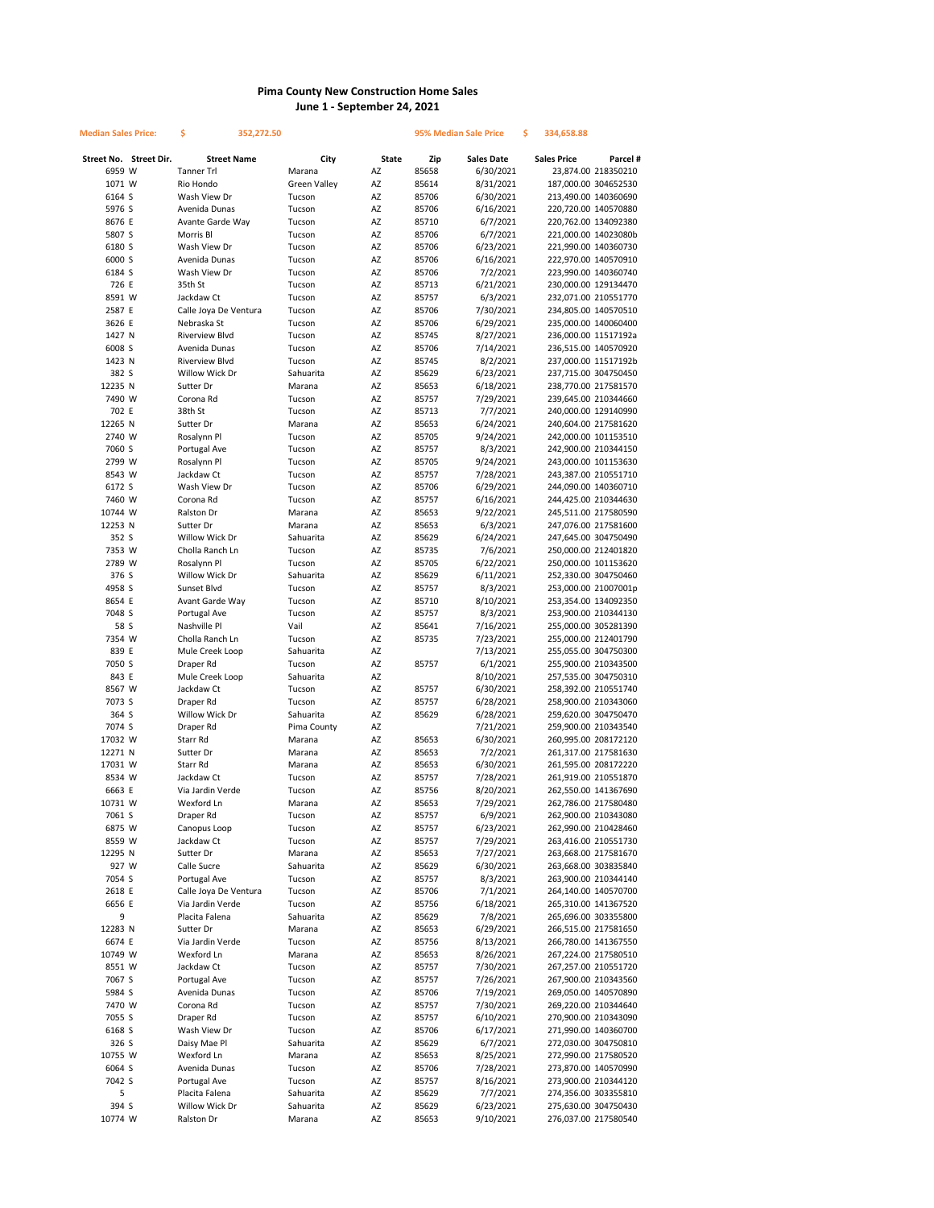# Pima County New Construction Home Sales
## June 1 - September 24, 2021

**Median Sales Price:** $ 352,272.50 **95% Median Sale Price** $ 334,658.88

| Street No. | Street Dir. | Street Name | City | State | Zip | Sales Date | Sales Price | Parcel # |
|---|---|---|---|---|---|---|---|---|
| 6959 | W | Tanner Trl | Marana | AZ | 85658 | 6/30/2021 | 23,874.00 | 218350210 |
| 1071 | W | Rio Hondo | Green Valley | AZ | 85614 | 8/31/2021 | 187,000.00 | 304652530 |
| 6164 | S | Wash View Dr | Tucson | AZ | 85706 | 6/30/2021 | 213,490.00 | 140360690 |
| 5976 | S | Avenida Dunas | Tucson | AZ | 85706 | 6/16/2021 | 220,720.00 | 140570880 |
| 8676 | E | Avante Garde Way | Tucson | AZ | 85710 | 6/7/2021 | 220,762.00 | 134092380 |
| 5807 | S | Morris Bl | Tucson | AZ | 85706 | 6/7/2021 | 221,000.00 | 14023080b |
| 6180 | S | Wash View Dr | Tucson | AZ | 85706 | 6/23/2021 | 221,990.00 | 140360730 |
| 6000 | S | Avenida Dunas | Tucson | AZ | 85706 | 6/16/2021 | 222,970.00 | 140570910 |
| 6184 | S | Wash View Dr | Tucson | AZ | 85706 | 7/2/2021 | 223,990.00 | 140360740 |
| 726 | E | 35th St | Tucson | AZ | 85713 | 6/21/2021 | 230,000.00 | 129134470 |
| 8591 | W | Jackdaw Ct | Tucson | AZ | 85757 | 6/3/2021 | 232,071.00 | 210551770 |
| 2587 | E | Calle Joya De Ventura | Tucson | AZ | 85706 | 7/30/2021 | 234,805.00 | 140570510 |
| 3626 | E | Nebraska St | Tucson | AZ | 85706 | 6/29/2021 | 235,000.00 | 140060400 |
| 1427 | N | Riverview Blvd | Tucson | AZ | 85745 | 8/27/2021 | 236,000.00 | 11517192a |
| 6008 | S | Avenida Dunas | Tucson | AZ | 85706 | 7/14/2021 | 236,515.00 | 140570920 |
| 1423 | N | Riverview Blvd | Tucson | AZ | 85745 | 8/2/2021 | 237,000.00 | 11517192b |
| 382 | S | Willow Wick Dr | Sahuarita | AZ | 85629 | 6/23/2021 | 237,715.00 | 304750450 |
| 12235 | N | Sutter Dr | Marana | AZ | 85653 | 6/18/2021 | 238,770.00 | 217581570 |
| 7490 | W | Corona Rd | Tucson | AZ | 85757 | 7/29/2021 | 239,645.00 | 210344660 |
| 702 | E | 38th St | Tucson | AZ | 85713 | 7/7/2021 | 240,000.00 | 129140990 |
| 12265 | N | Sutter Dr | Marana | AZ | 85653 | 6/24/2021 | 240,604.00 | 217581620 |
| 2740 | W | Rosalynn Pl | Tucson | AZ | 85705 | 9/24/2021 | 242,000.00 | 101153510 |
| 7060 | S | Portugal Ave | Tucson | AZ | 85757 | 8/3/2021 | 242,900.00 | 210344150 |
| 2799 | W | Rosalynn Pl | Tucson | AZ | 85705 | 9/24/2021 | 243,000.00 | 101153630 |
| 8543 | W | Jackdaw Ct | Tucson | AZ | 85757 | 7/28/2021 | 243,387.00 | 210551710 |
| 6172 | S | Wash View Dr | Tucson | AZ | 85706 | 6/29/2021 | 244,090.00 | 140360710 |
| 7460 | W | Corona Rd | Tucson | AZ | 85757 | 6/16/2021 | 244,425.00 | 210344630 |
| 10744 | W | Ralston Dr | Marana | AZ | 85653 | 9/22/2021 | 245,511.00 | 217580590 |
| 12253 | N | Sutter Dr | Marana | AZ | 85653 | 6/3/2021 | 247,076.00 | 217581600 |
| 352 | S | Willow Wick Dr | Sahuarita | AZ | 85629 | 6/24/2021 | 247,645.00 | 304750490 |
| 7353 | W | Cholla Ranch Ln | Tucson | AZ | 85735 | 7/6/2021 | 250,000.00 | 212401820 |
| 2789 | W | Rosalynn Pl | Tucson | AZ | 85705 | 6/22/2021 | 250,000.00 | 101153620 |
| 376 | S | Willow Wick Dr | Sahuarita | AZ | 85629 | 6/11/2021 | 252,330.00 | 304750460 |
| 4958 | S | Sunset Blvd | Tucson | AZ | 85757 | 8/3/2021 | 253,000.00 | 21007001p |
| 8654 | E | Avant Garde Way | Tucson | AZ | 85710 | 8/10/2021 | 253,354.00 | 134092350 |
| 7048 | S | Portugal Ave | Tucson | AZ | 85757 | 8/3/2021 | 253,900.00 | 210344130 |
| 58 | S | Nashville Pl | Vail | AZ | 85641 | 7/16/2021 | 255,000.00 | 305281390 |
| 7354 | W | Cholla Ranch Ln | Tucson | AZ | 85735 | 7/23/2021 | 255,000.00 | 212401790 |
| 839 | E | Mule Creek Loop | Sahuarita | AZ | | 7/13/2021 | 255,055.00 | 304750300 |
| 7050 | S | Draper Rd | Tucson | AZ | 85757 | 6/1/2021 | 255,900.00 | 210343500 |
| 843 | E | Mule Creek Loop | Sahuarita | AZ | | 8/10/2021 | 257,535.00 | 304750310 |
| 8567 | W | Jackdaw Ct | Tucson | AZ | 85757 | 6/30/2021 | 258,392.00 | 210551740 |
| 7073 | S | Draper Rd | Tucson | AZ | 85757 | 6/28/2021 | 258,900.00 | 210343060 |
| 364 | S | Willow Wick Dr | Sahuarita | AZ | 85629 | 6/28/2021 | 259,620.00 | 304750470 |
| 7074 | S | Draper Rd | Pima County | AZ | | 7/21/2021 | 259,900.00 | 210343540 |
| 17032 | W | Starr Rd | Marana | AZ | 85653 | 6/30/2021 | 260,995.00 | 208172120 |
| 12271 | N | Sutter Dr | Marana | AZ | 85653 | 7/2/2021 | 261,317.00 | 217581630 |
| 17031 | W | Starr Rd | Marana | AZ | 85653 | 6/30/2021 | 261,595.00 | 208172220 |
| 8534 | W | Jackdaw Ct | Tucson | AZ | 85757 | 7/28/2021 | 261,919.00 | 210551870 |
| 6663 | E | Via Jardin Verde | Tucson | AZ | 85756 | 8/20/2021 | 262,550.00 | 141367690 |
| 10731 | W | Wexford Ln | Marana | AZ | 85653 | 7/29/2021 | 262,786.00 | 217580480 |
| 7061 | S | Draper Rd | Tucson | AZ | 85757 | 6/9/2021 | 262,900.00 | 210343080 |
| 6875 | W | Canopus Loop | Tucson | AZ | 85757 | 6/23/2021 | 262,990.00 | 210428460 |
| 8559 | W | Jackdaw Ct | Tucson | AZ | 85757 | 7/29/2021 | 263,416.00 | 210551730 |
| 12295 | N | Sutter Dr | Marana | AZ | 85653 | 7/27/2021 | 263,668.00 | 217581670 |
| 927 | W | Calle Sucre | Sahuarita | AZ | 85629 | 6/30/2021 | 263,668.00 | 303835840 |
| 7054 | S | Portugal Ave | Tucson | AZ | 85757 | 8/3/2021 | 263,900.00 | 210344140 |
| 2618 | E | Calle Joya De Ventura | Tucson | AZ | 85706 | 7/1/2021 | 264,140.00 | 140570700 |
| 6656 | E | Via Jardin Verde | Tucson | AZ | 85756 | 6/18/2021 | 265,310.00 | 141367520 |
| 9 | | Placita Falena | Sahuarita | AZ | 85629 | 7/8/2021 | 265,696.00 | 303355800 |
| 12283 | N | Sutter Dr | Marana | AZ | 85653 | 6/29/2021 | 266,515.00 | 217581650 |
| 6674 | E | Via Jardin Verde | Tucson | AZ | 85756 | 8/13/2021 | 266,780.00 | 141367550 |
| 10749 | W | Wexford Ln | Marana | AZ | 85653 | 8/26/2021 | 267,224.00 | 217580510 |
| 8551 | W | Jackdaw Ct | Tucson | AZ | 85757 | 7/30/2021 | 267,257.00 | 210551720 |
| 7067 | S | Portugal Ave | Tucson | AZ | 85757 | 7/26/2021 | 267,900.00 | 210343560 |
| 5984 | S | Avenida Dunas | Tucson | AZ | 85706 | 7/19/2021 | 269,050.00 | 140570890 |
| 7470 | W | Corona Rd | Tucson | AZ | 85757 | 7/30/2021 | 269,220.00 | 210344640 |
| 7055 | S | Draper Rd | Tucson | AZ | 85757 | 6/10/2021 | 270,900.00 | 210343090 |
| 6168 | S | Wash View Dr | Tucson | AZ | 85706 | 6/17/2021 | 271,990.00 | 140360700 |
| 326 | S | Daisy Mae Pl | Sahuarita | AZ | 85629 | 6/7/2021 | 272,030.00 | 304750810 |
| 10755 | W | Wexford Ln | Marana | AZ | 85653 | 8/25/2021 | 272,990.00 | 217580520 |
| 6064 | S | Avenida Dunas | Tucson | AZ | 85706 | 7/28/2021 | 273,870.00 | 140570990 |
| 7042 | S | Portugal Ave | Tucson | AZ | 85757 | 8/16/2021 | 273,900.00 | 210344120 |
| 5 | | Placita Falena | Sahuarita | AZ | 85629 | 7/7/2021 | 274,356.00 | 303355810 |
| 394 | S | Willow Wick Dr | Sahuarita | AZ | 85629 | 6/23/2021 | 275,630.00 | 304750430 |
| 10774 | W | Ralston Dr | Marana | AZ | 85653 | 9/10/2021 | 276,037.00 | 217580540 |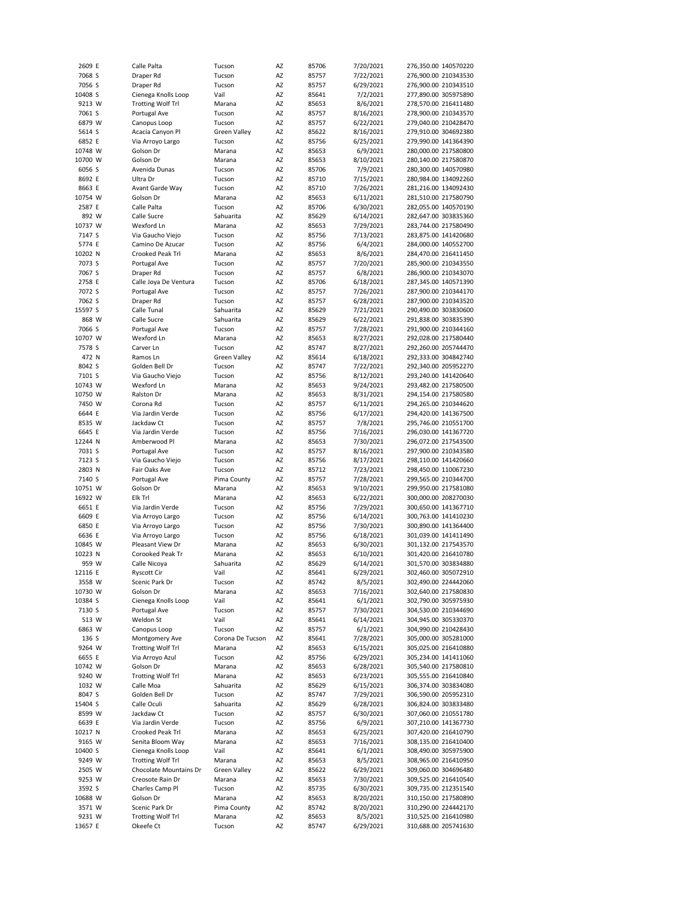| 2609 | E | Calle Palta | Tucson | AZ | 85706 | 7/20/2021 | 276,350.00 | 140570220 |
|---|---|---|---|---|---|---|---|---|
| 7068 | S | Draper Rd | Tucson | AZ | 85757 | 7/22/2021 | 276,900.00 | 210343530 |
| 7056 | S | Draper Rd | Tucson | AZ | 85757 | 6/29/2021 | 276,900.00 | 210343510 |
| 10408 | S | Cienega Knolls Loop | Vail | AZ | 85641 | 7/2/2021 | 277,890.00 | 305975890 |
| 9213 | W | Trotting Wolf Trl | Marana | AZ | 85653 | 8/6/2021 | 278,570.00 | 216411480 |
| 7061 | S | Portugal Ave | Tucson | AZ | 85757 | 8/16/2021 | 278,900.00 | 210343570 |
| 6879 | W | Canopus Loop | Tucson | AZ | 85757 | 6/22/2021 | 279,040.00 | 210428470 |
| 5614 | S | Acacia Canyon Pl | Green Valley | AZ | 85622 | 8/16/2021 | 279,910.00 | 304692380 |
| 6852 | E | Via Arroyo Largo | Tucson | AZ | 85756 | 6/25/2021 | 279,990.00 | 141364390 |
| 10748 | W | Golson Dr | Marana | AZ | 85653 | 6/9/2021 | 280,000.00 | 217580800 |
| 10700 | W | Golson Dr | Marana | AZ | 85653 | 8/10/2021 | 280,140.00 | 217580870 |
| 6056 | S | Avenida Dunas | Tucson | AZ | 85706 | 7/9/2021 | 280,300.00 | 140570980 |
| 8692 | E | Ultra Dr | Tucson | AZ | 85710 | 7/15/2021 | 280,984.00 | 134092260 |
| 8663 | E | Avant Garde Way | Tucson | AZ | 85710 | 7/26/2021 | 281,216.00 | 134092430 |
| 10754 | W | Golson Dr | Marana | AZ | 85653 | 6/11/2021 | 281,510.00 | 217580790 |
| 2587 | E | Calle Palta | Tucson | AZ | 85706 | 6/30/2021 | 282,055.00 | 140570190 |
| 892 | W | Calle Sucre | Sahuarita | AZ | 85629 | 6/14/2021 | 282,647.00 | 303835360 |
| 10737 | W | Wexford Ln | Marana | AZ | 85653 | 7/29/2021 | 283,744.00 | 217580490 |
| 7147 | S | Via Gaucho Viejo | Tucson | AZ | 85756 | 7/13/2021 | 283,875.00 | 141420680 |
| 5774 | E | Camino De Azucar | Tucson | AZ | 85756 | 6/4/2021 | 284,000.00 | 140552700 |
| 10202 | N | Crooked Peak Trl | Marana | AZ | 85653 | 8/6/2021 | 284,470.00 | 216411450 |
| 7073 | S | Portugal Ave | Tucson | AZ | 85757 | 7/20/2021 | 285,900.00 | 210343550 |
| 7067 | S | Draper Rd | Tucson | AZ | 85757 | 6/8/2021 | 286,900.00 | 210343070 |
| 2758 | E | Calle Joya De Ventura | Tucson | AZ | 85706 | 6/18/2021 | 287,345.00 | 140571390 |
| 7072 | S | Portugal Ave | Tucson | AZ | 85757 | 7/26/2021 | 287,900.00 | 210344170 |
| 7062 | S | Draper Rd | Tucson | AZ | 85757 | 6/28/2021 | 287,900.00 | 210343520 |
| 15597 | S | Calle Tunal | Sahuarita | AZ | 85629 | 7/21/2021 | 290,490.00 | 303830600 |
| 868 | W | Calle Sucre | Sahuarita | AZ | 85629 | 6/22/2021 | 291,838.00 | 303835390 |
| 7066 | S | Portugal Ave | Tucson | AZ | 85757 | 7/28/2021 | 291,900.00 | 210344160 |
| 10707 | W | Wexford Ln | Marana | AZ | 85653 | 8/27/2021 | 292,028.00 | 217580440 |
| 7578 | S | Carver Ln | Tucson | AZ | 85747 | 8/27/2021 | 292,260.00 | 205744470 |
| 472 | N | Ramos Ln | Green Valley | AZ | 85614 | 6/18/2021 | 292,333.00 | 304842740 |
| 8042 | S | Golden Bell Dr | Tucson | AZ | 85747 | 7/22/2021 | 292,340.00 | 205952270 |
| 7101 | S | Via Gaucho Viejo | Tucson | AZ | 85756 | 8/12/2021 | 293,240.00 | 141420640 |
| 10743 | W | Wexford Ln | Marana | AZ | 85653 | 9/24/2021 | 293,482.00 | 217580500 |
| 10750 | W | Ralston Dr | Marana | AZ | 85653 | 8/31/2021 | 294,154.00 | 217580580 |
| 7450 | W | Corona Rd | Tucson | AZ | 85757 | 6/11/2021 | 294,265.00 | 210344620 |
| 6644 | E | Via Jardin Verde | Tucson | AZ | 85756 | 6/17/2021 | 294,420.00 | 141367500 |
| 8535 | W | Jackdaw Ct | Tucson | AZ | 85757 | 7/8/2021 | 295,746.00 | 210551700 |
| 6645 | E | Via Jardin Verde | Tucson | AZ | 85756 | 7/16/2021 | 296,030.00 | 141367720 |
| 12244 | N | Amberwood Pl | Marana | AZ | 85653 | 7/30/2021 | 296,072.00 | 217543500 |
| 7031 | S | Portugal Ave | Tucson | AZ | 85757 | 8/16/2021 | 297,900.00 | 210343580 |
| 7123 | S | Via Gaucho Viejo | Tucson | AZ | 85756 | 8/17/2021 | 298,110.00 | 141420660 |
| 2803 | N | Fair Oaks Ave | Tucson | AZ | 85712 | 7/23/2021 | 298,450.00 | 110067230 |
| 7140 | S | Portugal Ave | Pima County | AZ | 85757 | 7/28/2021 | 299,565.00 | 210344700 |
| 10751 | W | Golson Dr | Marana | AZ | 85653 | 9/10/2021 | 299,950.00 | 217581080 |
| 16922 | W | Elk Trl | Marana | AZ | 85653 | 6/22/2021 | 300,000.00 | 208270030 |
| 6651 | E | Via Jardin Verde | Tucson | AZ | 85756 | 7/29/2021 | 300,650.00 | 141367710 |
| 6609 | E | Via Arroyo Largo | Tucson | AZ | 85756 | 6/14/2021 | 300,763.00 | 141410230 |
| 6850 | E | Via Arroyo Largo | Tucson | AZ | 85756 | 7/30/2021 | 300,890.00 | 141364400 |
| 6636 | E | Via Arroyo Largo | Tucson | AZ | 85756 | 6/18/2021 | 301,039.00 | 141411490 |
| 10845 | W | Pleasant View Dr | Marana | AZ | 85653 | 6/30/2021 | 301,132.00 | 217543570 |
| 10223 | N | Corooked Peak Tr | Marana | AZ | 85653 | 6/10/2021 | 301,420.00 | 216410780 |
| 959 | W | Calle Nicoya | Sahuarita | AZ | 85629 | 6/14/2021 | 301,570.00 | 303834880 |
| 12116 | E | Ryscott Cir | Vail | AZ | 85641 | 6/29/2021 | 302,460.00 | 305072910 |
| 3558 | W | Scenic Park Dr | Tucson | AZ | 85742 | 8/5/2021 | 302,490.00 | 224442060 |
| 10730 | W | Golson Dr | Marana | AZ | 85653 | 7/16/2021 | 302,640.00 | 217580830 |
| 10384 | S | Cienega Knolls Loop | Vail | AZ | 85641 | 6/1/2021 | 302,790.00 | 305975930 |
| 7130 | S | Portugal Ave | Tucson | AZ | 85757 | 7/30/2021 | 304,530.00 | 210344690 |
| 513 | W | Weldon St | Vail | AZ | 85641 | 6/14/2021 | 304,945.00 | 305330370 |
| 6863 | W | Canopus Loop | Tucson | AZ | 85757 | 6/1/2021 | 304,990.00 | 210428430 |
| 136 | S | Montgomery Ave | Corona De Tucson | AZ | 85641 | 7/28/2021 | 305,000.00 | 305281000 |
| 9264 | W | Trotting Wolf Trl | Marana | AZ | 85653 | 6/15/2021 | 305,025.00 | 216410880 |
| 6655 | E | Via Arroyo Azul | Tucson | AZ | 85756 | 6/29/2021 | 305,234.00 | 141411060 |
| 10742 | W | Golson Dr | Marana | AZ | 85653 | 6/28/2021 | 305,540.00 | 217580810 |
| 9240 | W | Trotting Wolf Trl | Marana | AZ | 85653 | 6/23/2021 | 305,555.00 | 216410840 |
| 1032 | W | Calle Moa | Sahuarita | AZ | 85629 | 6/15/2021 | 306,374.00 | 303834080 |
| 8047 | S | Golden Bell Dr | Tucson | AZ | 85747 | 7/29/2021 | 306,590.00 | 205952310 |
| 15404 | S | Calle Oculi | Sahuarita | AZ | 85629 | 6/28/2021 | 306,824.00 | 303833480 |
| 8599 | W | Jackdaw Ct | Tucson | AZ | 85757 | 6/30/2021 | 307,060.00 | 210551780 |
| 6639 | E | Via Jardin Verde | Tucson | AZ | 85756 | 6/9/2021 | 307,210.00 | 141367730 |
| 10217 | N | Crooked Peak Trl | Marana | AZ | 85653 | 6/25/2021 | 307,420.00 | 216410790 |
| 9165 | W | Senita Bloom Way | Marana | AZ | 85653 | 7/16/2021 | 308,135.00 | 216410400 |
| 10400 | S | Cienega Knolls Loop | Vail | AZ | 85641 | 6/1/2021 | 308,490.00 | 305975900 |
| 9249 | W | Trotting Wolf Trl | Marana | AZ | 85653 | 8/5/2021 | 308,965.00 | 216410950 |
| 2505 | W | Chocolate Mountains Dr | Green Valley | AZ | 85622 | 6/29/2021 | 309,060.00 | 304696480 |
| 9253 | W | Creosote Rain Dr | Marana | AZ | 85653 | 7/30/2021 | 309,525.00 | 216410540 |
| 3592 | S | Charles Camp Pl | Tucson | AZ | 85735 | 6/30/2021 | 309,735.00 | 212351540 |
| 10688 | W | Golson Dr | Marana | AZ | 85653 | 8/20/2021 | 310,150.00 | 217580890 |
| 3571 | W | Scenic Park Dr | Pima County | AZ | 85742 | 8/20/2021 | 310,290.00 | 224442170 |
| 9231 | W | Trotting Wolf Trl | Marana | AZ | 85653 | 8/5/2021 | 310,525.00 | 216410980 |
| 13657 | E | Okeefe Ct | Tucson | AZ | 85747 | 6/29/2021 | 310,688.00 | 205741630 |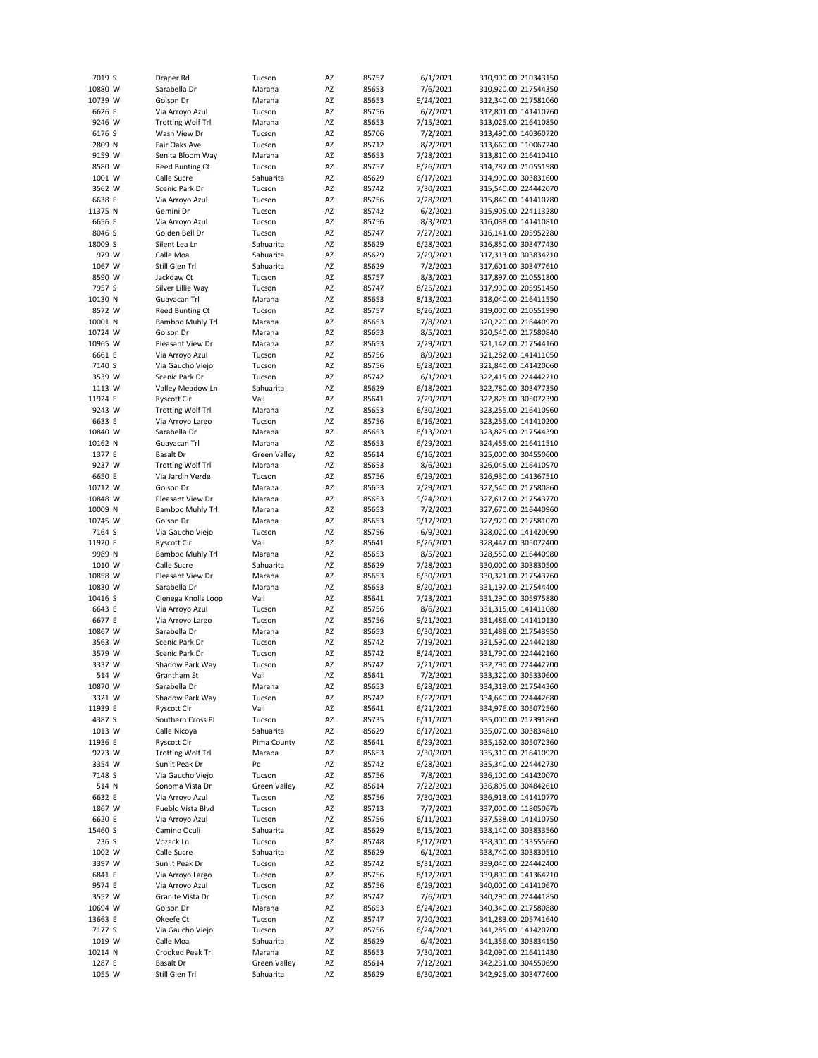| | | | | | | | | |
|---|---|---|---|---|---|---|---|---|
| 7019 | S | Draper Rd | Tucson | AZ | 85757 | 6/1/2021 | 310,900.00 | 210343150 |
| 10880 | W | Sarabella Dr | Marana | AZ | 85653 | 7/6/2021 | 310,920.00 | 217544350 |
| 10739 | W | Golson Dr | Marana | AZ | 85653 | 9/24/2021 | 312,340.00 | 217581060 |
| 6626 | E | Via Arroyo Azul | Tucson | AZ | 85756 | 6/7/2021 | 312,801.00 | 141410760 |
| 9246 | W | Trotting Wolf Trl | Marana | AZ | 85653 | 7/15/2021 | 313,025.00 | 216410850 |
| 6176 | S | Wash View Dr | Tucson | AZ | 85706 | 7/2/2021 | 313,490.00 | 140360720 |
| 2809 | N | Fair Oaks Ave | Tucson | AZ | 85712 | 8/2/2021 | 313,660.00 | 110067240 |
| 9159 | W | Senita Bloom Way | Marana | AZ | 85653 | 7/28/2021 | 313,810.00 | 216410410 |
| 8580 | W | Reed Bunting Ct | Tucson | AZ | 85757 | 8/26/2021 | 314,787.00 | 210551980 |
| 1001 | W | Calle Sucre | Sahuarita | AZ | 85629 | 6/17/2021 | 314,990.00 | 303831600 |
| 3562 | W | Scenic Park Dr | Tucson | AZ | 85742 | 7/30/2021 | 315,540.00 | 224442070 |
| 6638 | E | Via Arroyo Azul | Tucson | AZ | 85756 | 7/28/2021 | 315,840.00 | 141410780 |
| 11375 | N | Gemini Dr | Tucson | AZ | 85742 | 6/2/2021 | 315,905.00 | 224113280 |
| 6656 | E | Via Arroyo Azul | Tucson | AZ | 85756 | 8/3/2021 | 316,038.00 | 141410810 |
| 8046 | S | Golden Bell Dr | Tucson | AZ | 85747 | 7/27/2021 | 316,141.00 | 205952280 |
| 18009 | S | Silent Lea Ln | Sahuarita | AZ | 85629 | 6/28/2021 | 316,850.00 | 303477430 |
| 979 | W | Calle Moa | Sahuarita | AZ | 85629 | 7/29/2021 | 317,313.00 | 303834210 |
| 1067 | W | Still Glen Trl | Sahuarita | AZ | 85629 | 7/2/2021 | 317,601.00 | 303477610 |
| 8590 | W | Jackdaw Ct | Tucson | AZ | 85757 | 8/3/2021 | 317,897.00 | 210551800 |
| 7957 | S | Silver Lillie Way | Tucson | AZ | 85747 | 8/25/2021 | 317,990.00 | 205951450 |
| 10130 | N | Guayacan Trl | Marana | AZ | 85653 | 8/13/2021 | 318,040.00 | 216411550 |
| 8572 | W | Reed Bunting Ct | Tucson | AZ | 85757 | 8/26/2021 | 319,000.00 | 210551990 |
| 10001 | N | Bamboo Muhly Trl | Marana | AZ | 85653 | 7/8/2021 | 320,220.00 | 216440970 |
| 10724 | W | Golson Dr | Marana | AZ | 85653 | 8/5/2021 | 320,540.00 | 217580840 |
| 10965 | W | Pleasant View Dr | Marana | AZ | 85653 | 7/29/2021 | 321,142.00 | 217544160 |
| 6661 | E | Via Arroyo Azul | Tucson | AZ | 85756 | 8/9/2021 | 321,282.00 | 141411050 |
| 7140 | S | Via Gaucho Viejo | Tucson | AZ | 85756 | 6/28/2021 | 321,840.00 | 141420060 |
| 3539 | W | Scenic Park Dr | Tucson | AZ | 85742 | 6/1/2021 | 322,415.00 | 224442210 |
| 1113 | W | Valley Meadow Ln | Sahuarita | AZ | 85629 | 6/18/2021 | 322,780.00 | 303477350 |
| 11924 | E | Ryscott Cir | Vail | AZ | 85641 | 7/29/2021 | 322,826.00 | 305072390 |
| 9243 | W | Trotting Wolf Trl | Marana | AZ | 85653 | 6/30/2021 | 323,255.00 | 216410960 |
| 6633 | E | Via Arroyo Largo | Tucson | AZ | 85756 | 6/16/2021 | 323,255.00 | 141410200 |
| 10840 | W | Sarabella Dr | Marana | AZ | 85653 | 8/13/2021 | 323,825.00 | 217544390 |
| 10162 | N | Guayacan Trl | Marana | AZ | 85653 | 6/29/2021 | 324,455.00 | 216411510 |
| 1377 | E | Basalt Dr | Green Valley | AZ | 85614 | 6/16/2021 | 325,000.00 | 304550600 |
| 9237 | W | Trotting Wolf Trl | Marana | AZ | 85653 | 8/6/2021 | 326,045.00 | 216410970 |
| 6650 | E | Via Jardin Verde | Tucson | AZ | 85756 | 6/29/2021 | 326,930.00 | 141367510 |
| 10712 | W | Golson Dr | Marana | AZ | 85653 | 7/29/2021 | 327,540.00 | 217580860 |
| 10848 | W | Pleasant View Dr | Marana | AZ | 85653 | 9/24/2021 | 327,617.00 | 217543770 |
| 10009 | N | Bamboo Muhly Trl | Marana | AZ | 85653 | 7/2/2021 | 327,670.00 | 216440960 |
| 10745 | W | Golson Dr | Marana | AZ | 85653 | 9/17/2021 | 327,920.00 | 217581070 |
| 7164 | S | Via Gaucho Viejo | Tucson | AZ | 85756 | 6/9/2021 | 328,020.00 | 141420090 |
| 11920 | E | Ryscott Cir | Vail | AZ | 85641 | 8/26/2021 | 328,447.00 | 305072400 |
| 9989 | N | Bamboo Muhly Trl | Marana | AZ | 85653 | 8/5/2021 | 328,550.00 | 216440980 |
| 1010 | W | Calle Sucre | Sahuarita | AZ | 85629 | 7/28/2021 | 330,000.00 | 303830500 |
| 10858 | W | Pleasant View Dr | Marana | AZ | 85653 | 6/30/2021 | 330,321.00 | 217543760 |
| 10830 | W | Sarabella Dr | Marana | AZ | 85653 | 8/20/2021 | 331,197.00 | 217544400 |
| 10416 | S | Cienega Knolls Loop | Vail | AZ | 85641 | 7/23/2021 | 331,290.00 | 305975880 |
| 6643 | E | Via Arroyo Azul | Tucson | AZ | 85756 | 8/6/2021 | 331,315.00 | 141411080 |
| 6677 | E | Via Arroyo Largo | Tucson | AZ | 85756 | 9/21/2021 | 331,486.00 | 141410130 |
| 10867 | W | Sarabella Dr | Marana | AZ | 85653 | 6/30/2021 | 331,488.00 | 217543950 |
| 3563 | W | Scenic Park Dr | Tucson | AZ | 85742 | 7/19/2021 | 331,590.00 | 224442180 |
| 3579 | W | Scenic Park Dr | Tucson | AZ | 85742 | 8/24/2021 | 331,790.00 | 224442160 |
| 3337 | W | Shadow Park Way | Tucson | AZ | 85742 | 7/21/2021 | 332,790.00 | 224442700 |
| 514 | W | Grantham St | Vail | AZ | 85641 | 7/2/2021 | 333,320.00 | 305330600 |
| 10870 | W | Sarabella Dr | Marana | AZ | 85653 | 6/28/2021 | 334,319.00 | 217544360 |
| 3321 | W | Shadow Park Way | Tucson | AZ | 85742 | 6/22/2021 | 334,640.00 | 224442680 |
| 11939 | E | Ryscott Cir | Vail | AZ | 85641 | 6/21/2021 | 334,976.00 | 305072560 |
| 4387 | S | Southern Cross Pl | Tucson | AZ | 85735 | 6/11/2021 | 335,000.00 | 212391860 |
| 1013 | W | Calle Nicoya | Sahuarita | AZ | 85629 | 6/17/2021 | 335,070.00 | 303834810 |
| 11936 | E | Ryscott Cir | Pima County | AZ | 85641 | 6/29/2021 | 335,162.00 | 305072360 |
| 9273 | W | Trotting Wolf Trl | Marana | AZ | 85653 | 7/30/2021 | 335,310.00 | 216410920 |
| 3354 | W | Sunlit Peak Dr | Pc | AZ | 85742 | 6/28/2021 | 335,340.00 | 224442730 |
| 7148 | S | Via Gaucho Viejo | Tucson | AZ | 85756 | 7/8/2021 | 336,100.00 | 141420070 |
| 514 | N | Sonoma Vista Dr | Green Valley | AZ | 85614 | 7/22/2021 | 336,895.00 | 304842610 |
| 6632 | E | Via Arroyo Azul | Tucson | AZ | 85756 | 7/30/2021 | 336,913.00 | 141410770 |
| 1867 | W | Pueblo Vista Blvd | Tucson | AZ | 85713 | 7/7/2021 | 337,000.00 | 11805067b |
| 6620 | E | Via Arroyo Azul | Tucson | AZ | 85756 | 6/11/2021 | 337,538.00 | 141410750 |
| 15460 | S | Camino Oculi | Sahuarita | AZ | 85629 | 6/15/2021 | 338,140.00 | 303833560 |
| 236 | S | Vozack Ln | Tucson | AZ | 85748 | 8/17/2021 | 338,300.00 | 133555660 |
| 1002 | W | Calle Sucre | Sahuarita | AZ | 85629 | 6/1/2021 | 338,740.00 | 303830510 |
| 3397 | W | Sunlit Peak Dr | Tucson | AZ | 85742 | 8/31/2021 | 339,040.00 | 224442400 |
| 6841 | E | Via Arroyo Largo | Tucson | AZ | 85756 | 8/12/2021 | 339,890.00 | 141364210 |
| 9574 | E | Via Arroyo Azul | Tucson | AZ | 85756 | 6/29/2021 | 340,000.00 | 141410670 |
| 3552 | W | Granite Vista Dr | Tucson | AZ | 85742 | 7/6/2021 | 340,290.00 | 224441850 |
| 10694 | W | Golson Dr | Marana | AZ | 85653 | 8/24/2021 | 340,340.00 | 217580880 |
| 13663 | E | Okeefe Ct | Tucson | AZ | 85747 | 7/20/2021 | 341,283.00 | 205741640 |
| 7177 | S | Via Gaucho Viejo | Tucson | AZ | 85756 | 6/24/2021 | 341,285.00 | 141420700 |
| 1019 | W | Calle Moa | Sahuarita | AZ | 85629 | 6/4/2021 | 341,356.00 | 303834150 |
| 10214 | N | Crooked Peak Trl | Marana | AZ | 85653 | 7/30/2021 | 342,090.00 | 216411430 |
| 1287 | E | Basalt Dr | Green Valley | AZ | 85614 | 7/12/2021 | 342,231.00 | 304550690 |
| 1055 | W | Still Glen Trl | Sahuarita | AZ | 85629 | 6/30/2021 | 342,925.00 | 303477600 |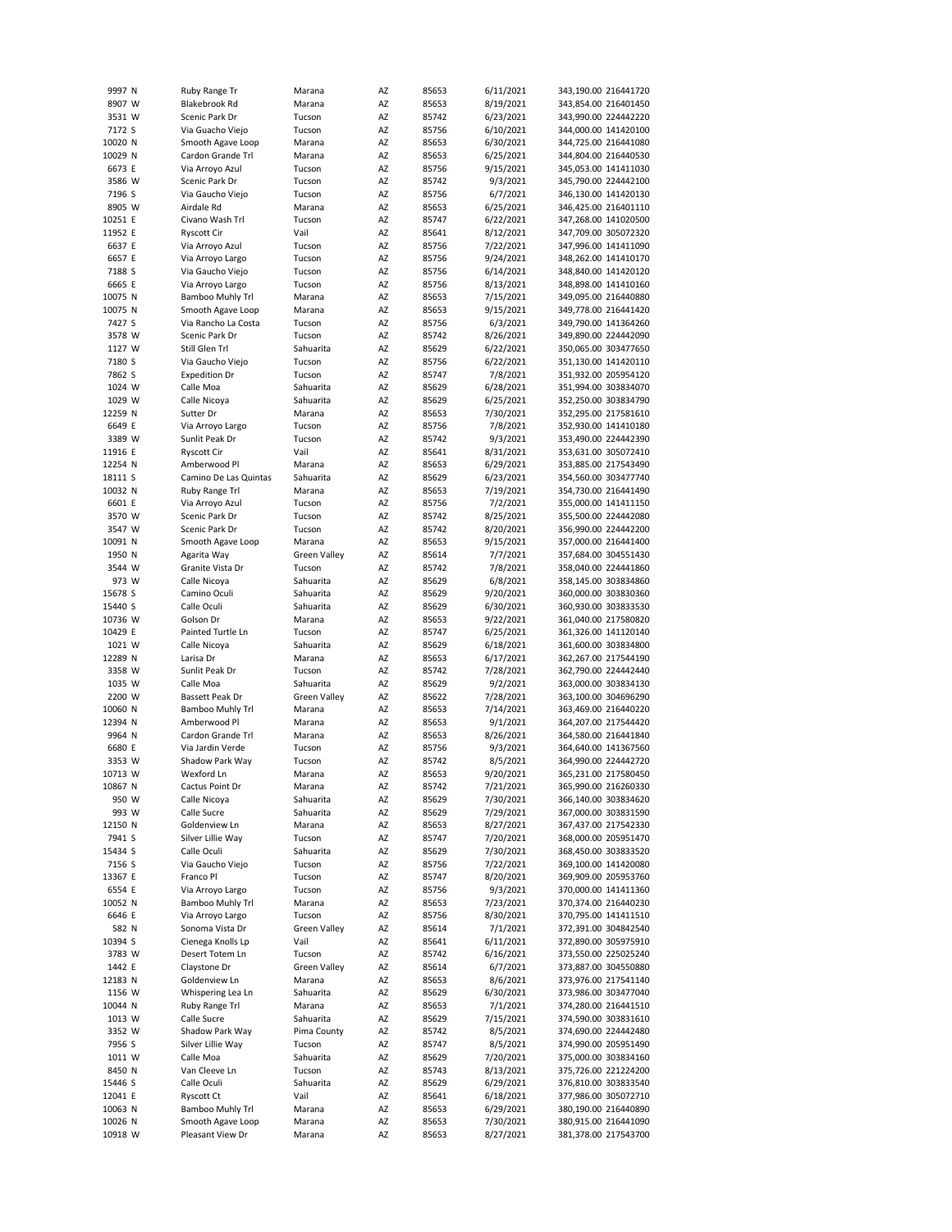| | | | | | | | | |
|---|---|---|---|---|---|---|---|---|
| 9997 | N | Ruby Range Tr | Marana | AZ | 85653 | 6/11/2021 | 343,190.00 | 216441720 |
| 8907 | W | Blakebrook Rd | Marana | AZ | 85653 | 8/19/2021 | 343,854.00 | 216401450 |
| 3531 | W | Scenic Park Dr | Tucson | AZ | 85742 | 6/23/2021 | 343,990.00 | 224442220 |
| 7172 | S | Via Guacho Viejo | Tucson | AZ | 85756 | 6/10/2021 | 344,000.00 | 141420100 |
| 10020 | N | Smooth Agave Loop | Marana | AZ | 85653 | 6/30/2021 | 344,725.00 | 216441080 |
| 10029 | N | Cardon Grande Trl | Marana | AZ | 85653 | 6/25/2021 | 344,804.00 | 216440530 |
| 6673 | E | Via Arroyo Azul | Tucson | AZ | 85756 | 9/15/2021 | 345,053.00 | 141411030 |
| 3586 | W | Scenic Park Dr | Tucson | AZ | 85742 | 9/3/2021 | 345,790.00 | 224442100 |
| 7196 | S | Via Gaucho Viejo | Tucson | AZ | 85756 | 6/7/2021 | 346,130.00 | 141420130 |
| 8905 | W | Airdale Rd | Marana | AZ | 85653 | 6/25/2021 | 346,425.00 | 216401110 |
| 10251 | E | Civano Wash Trl | Tucson | AZ | 85747 | 6/22/2021 | 347,268.00 | 141020500 |
| 11952 | E | Ryscott Cir | Vail | AZ | 85641 | 8/12/2021 | 347,709.00 | 305072320 |
| 6637 | E | Via Arroyo Azul | Tucson | AZ | 85756 | 7/22/2021 | 347,996.00 | 141411090 |
| 6657 | E | Via Arroyo Largo | Tucson | AZ | 85756 | 9/24/2021 | 348,262.00 | 141410170 |
| 7188 | S | Via Gaucho Viejo | Tucson | AZ | 85756 | 6/14/2021 | 348,840.00 | 141420120 |
| 6665 | E | Via Arroyo Largo | Tucson | AZ | 85756 | 8/13/2021 | 348,898.00 | 141410160 |
| 10075 | N | Bamboo Muhly Trl | Marana | AZ | 85653 | 7/15/2021 | 349,095.00 | 216440880 |
| 10075 | N | Smooth Agave Loop | Marana | AZ | 85653 | 9/15/2021 | 349,778.00 | 216441420 |
| 7427 | S | Via Rancho La Costa | Tucson | AZ | 85756 | 6/3/2021 | 349,790.00 | 141364260 |
| 3578 | W | Scenic Park Dr | Tucson | AZ | 85742 | 8/26/2021 | 349,890.00 | 224442090 |
| 1127 | W | Still Glen Trl | Sahuarita | AZ | 85629 | 6/22/2021 | 350,065.00 | 303477650 |
| 7180 | S | Via Gaucho Viejo | Tucson | AZ | 85756 | 6/22/2021 | 351,130.00 | 141420110 |
| 7862 | S | Expedition Dr | Tucson | AZ | 85747 | 7/8/2021 | 351,932.00 | 205954120 |
| 1024 | W | Calle Moa | Sahuarita | AZ | 85629 | 6/28/2021 | 351,994.00 | 303834070 |
| 1029 | W | Calle Nicoya | Sahuarita | AZ | 85629 | 6/25/2021 | 352,250.00 | 303834790 |
| 12259 | N | Sutter Dr | Marana | AZ | 85653 | 7/30/2021 | 352,295.00 | 217581610 |
| 6649 | E | Via Arroyo Largo | Tucson | AZ | 85756 | 7/8/2021 | 352,930.00 | 141410180 |
| 3389 | W | Sunlit Peak Dr | Tucson | AZ | 85742 | 9/3/2021 | 353,490.00 | 224442390 |
| 11916 | E | Ryscott Cir | Vail | AZ | 85641 | 8/31/2021 | 353,631.00 | 305072410 |
| 12254 | N | Amberwood Pl | Marana | AZ | 85653 | 6/29/2021 | 353,885.00 | 217543490 |
| 18111 | S | Camino De Las Quintas | Sahuarita | AZ | 85629 | 6/23/2021 | 354,560.00 | 303477740 |
| 10032 | N | Ruby Range Trl | Marana | AZ | 85653 | 7/19/2021 | 354,730.00 | 216441490 |
| 6601 | E | Via Arroyo Azul | Tucson | AZ | 85756 | 7/2/2021 | 355,000.00 | 141411150 |
| 3570 | W | Scenic Park Dr | Tucson | AZ | 85742 | 8/25/2021 | 355,500.00 | 224442080 |
| 3547 | W | Scenic Park Dr | Tucson | AZ | 85742 | 8/20/2021 | 356,990.00 | 224442200 |
| 10091 | N | Smooth Agave Loop | Marana | AZ | 85653 | 9/15/2021 | 357,000.00 | 216441400 |
| 1950 | N | Agarita Way | Green Valley | AZ | 85614 | 7/7/2021 | 357,684.00 | 304551430 |
| 3544 | W | Granite Vista Dr | Tucson | AZ | 85742 | 7/8/2021 | 358,040.00 | 224441860 |
| 973 | W | Calle Nicoya | Sahuarita | AZ | 85629 | 6/8/2021 | 358,145.00 | 303834860 |
| 15678 | S | Camino Oculi | Sahuarita | AZ | 85629 | 9/20/2021 | 360,000.00 | 303830360 |
| 15440 | S | Calle Oculi | Sahuarita | AZ | 85629 | 6/30/2021 | 360,930.00 | 303833530 |
| 10736 | W | Golson Dr | Marana | AZ | 85653 | 9/22/2021 | 361,040.00 | 217580820 |
| 10429 | E | Painted Turtle Ln | Tucson | AZ | 85747 | 6/25/2021 | 361,326.00 | 141120140 |
| 1021 | W | Calle Nicoya | Sahuarita | AZ | 85629 | 6/18/2021 | 361,600.00 | 303834800 |
| 12289 | N | Larisa Dr | Marana | AZ | 85653 | 6/17/2021 | 362,267.00 | 217544190 |
| 3358 | W | Sunlit Peak Dr | Tucson | AZ | 85742 | 7/28/2021 | 362,790.00 | 224442440 |
| 1035 | W | Calle Moa | Sahuarita | AZ | 85629 | 9/2/2021 | 363,000.00 | 303834130 |
| 2200 | W | Bassett Peak Dr | Green Valley | AZ | 85622 | 7/28/2021 | 363,100.00 | 304696290 |
| 10060 | N | Bamboo Muhly Trl | Marana | AZ | 85653 | 7/14/2021 | 363,469.00 | 216440220 |
| 12394 | N | Amberwood Pl | Marana | AZ | 85653 | 9/1/2021 | 364,207.00 | 217544420 |
| 9964 | N | Cardon Grande Trl | Marana | AZ | 85653 | 8/26/2021 | 364,580.00 | 216441840 |
| 6680 | E | Via Jardin Verde | Tucson | AZ | 85756 | 9/3/2021 | 364,640.00 | 141367560 |
| 3353 | W | Shadow Park Way | Tucson | AZ | 85742 | 8/5/2021 | 364,990.00 | 224442720 |
| 10713 | W | Wexford Ln | Marana | AZ | 85653 | 9/20/2021 | 365,231.00 | 217580450 |
| 10867 | N | Cactus Point Dr | Marana | AZ | 85742 | 7/21/2021 | 365,990.00 | 216260330 |
| 950 | W | Calle Nicoya | Sahuarita | AZ | 85629 | 7/30/2021 | 366,140.00 | 303834620 |
| 993 | W | Calle Sucre | Sahuarita | AZ | 85629 | 7/29/2021 | 367,000.00 | 303831590 |
| 12150 | N | Goldenview Ln | Marana | AZ | 85653 | 8/27/2021 | 367,437.00 | 217542330 |
| 7941 | S | Silver Lillie Way | Tucson | AZ | 85747 | 7/20/2021 | 368,000.00 | 205951470 |
| 15434 | S | Calle Oculi | Sahuarita | AZ | 85629 | 7/30/2021 | 368,450.00 | 303833520 |
| 7156 | S | Via Gaucho Viejo | Tucson | AZ | 85756 | 7/22/2021 | 369,100.00 | 141420080 |
| 13367 | E | Franco Pl | Tucson | AZ | 85747 | 8/20/2021 | 369,909.00 | 205953760 |
| 6554 | E | Via Arroyo Largo | Tucson | AZ | 85756 | 9/3/2021 | 370,000.00 | 141411360 |
| 10052 | N | Bamboo Muhly Trl | Marana | AZ | 85653 | 7/23/2021 | 370,374.00 | 216440230 |
| 6646 | E | Via Arroyo Largo | Tucson | AZ | 85756 | 8/30/2021 | 370,795.00 | 141411510 |
| 582 | N | Sonoma Vista Dr | Green Valley | AZ | 85614 | 7/1/2021 | 372,391.00 | 304842540 |
| 10394 | S | Cienega Knolls Lp | Vail | AZ | 85641 | 6/11/2021 | 372,890.00 | 305975910 |
| 3783 | W | Desert Totem Ln | Tucson | AZ | 85742 | 6/16/2021 | 373,550.00 | 225025240 |
| 1442 | E | Claystone Dr | Green Valley | AZ | 85614 | 6/7/2021 | 373,887.00 | 304550880 |
| 12183 | N | Goldenview Ln | Marana | AZ | 85653 | 8/6/2021 | 373,976.00 | 217541140 |
| 1156 | W | Whispering Lea Ln | Sahuarita | AZ | 85629 | 6/30/2021 | 373,986.00 | 303477040 |
| 10044 | N | Ruby Range Trl | Marana | AZ | 85653 | 7/1/2021 | 374,280.00 | 216441510 |
| 1013 | W | Calle Sucre | Sahuarita | AZ | 85629 | 7/15/2021 | 374,590.00 | 303831610 |
| 3352 | W | Shadow Park Way | Pima County | AZ | 85742 | 8/5/2021 | 374,690.00 | 224442480 |
| 7956 | S | Silver Lillie Way | Tucson | AZ | 85747 | 8/5/2021 | 374,990.00 | 205951490 |
| 1011 | W | Calle Moa | Sahuarita | AZ | 85629 | 7/20/2021 | 375,000.00 | 303834160 |
| 8450 | N | Van Cleeve Ln | Tucson | AZ | 85743 | 8/13/2021 | 375,726.00 | 221224200 |
| 15446 | S | Calle Oculi | Sahuarita | AZ | 85629 | 6/29/2021 | 376,810.00 | 303833540 |
| 12041 | E | Ryscott Ct | Vail | AZ | 85641 | 6/18/2021 | 377,986.00 | 305072710 |
| 10063 | N | Bamboo Muhly Trl | Marana | AZ | 85653 | 6/29/2021 | 380,190.00 | 216440890 |
| 10026 | N | Smooth Agave Loop | Marana | AZ | 85653 | 7/30/2021 | 380,915.00 | 216441090 |
| 10918 | W | Pleasant View Dr | Marana | AZ | 85653 | 8/27/2021 | 381,378.00 | 217543700 |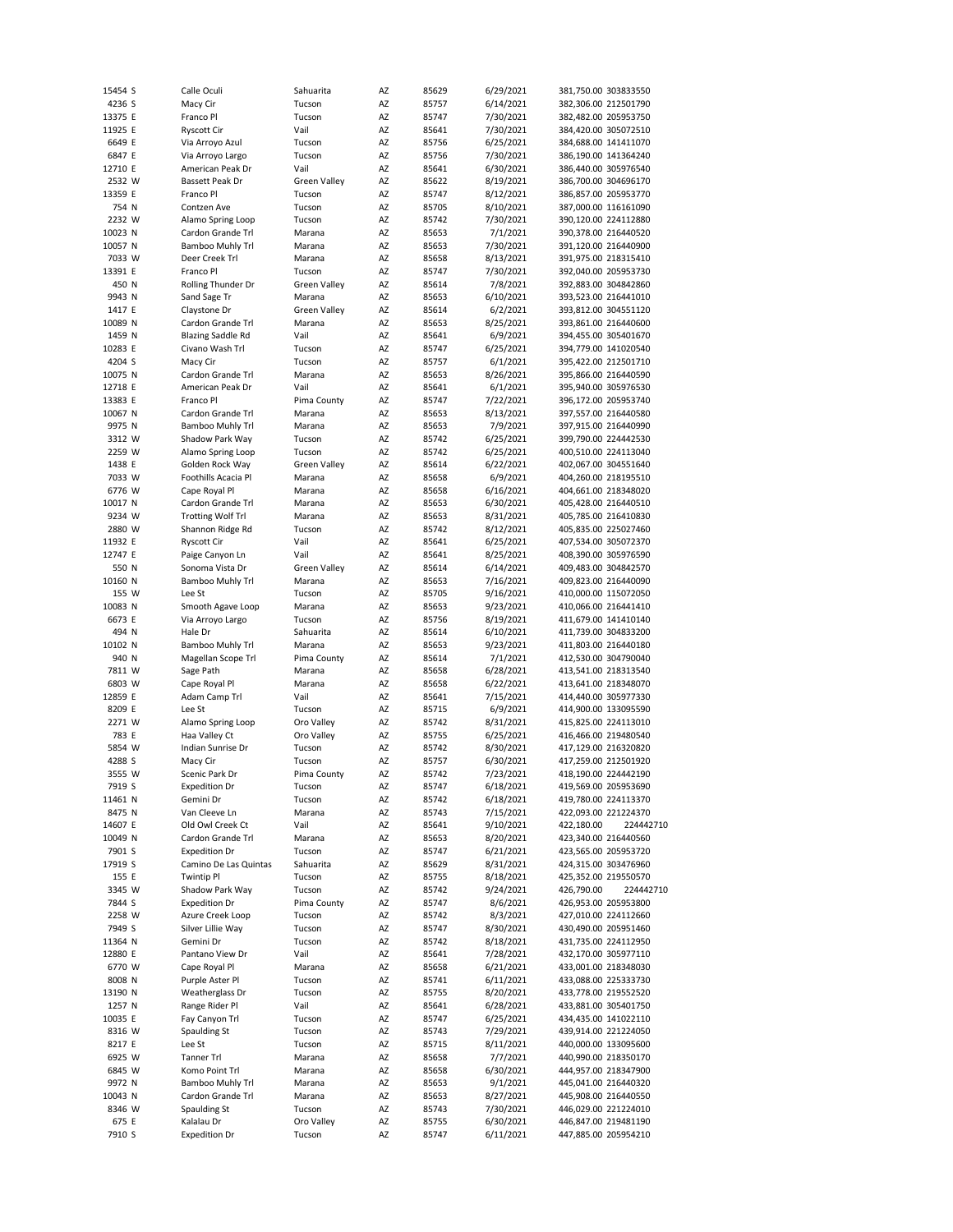| | | | | | | | |
|---|---|---|---|---|---|---|---|
| 15454 S | Calle Oculi | Sahuarita | AZ | 85629 | 6/29/2021 | 381,750.00 | 303833550 |
| 4236 S | Macy Cir | Tucson | AZ | 85757 | 6/14/2021 | 382,306.00 | 212501790 |
| 13375 E | Franco Pl | Tucson | AZ | 85747 | 7/30/2021 | 382,482.00 | 205953750 |
| 11925 E | Ryscott Cir | Vail | AZ | 85641 | 7/30/2021 | 384,420.00 | 305072510 |
| 6649 E | Via Arroyo Azul | Tucson | AZ | 85756 | 6/25/2021 | 384,688.00 | 141411070 |
| 6847 E | Via Arroyo Largo | Tucson | AZ | 85756 | 7/30/2021 | 386,190.00 | 141364240 |
| 12710 E | American Peak Dr | Vail | AZ | 85641 | 6/30/2021 | 386,440.00 | 305976540 |
| 2532 W | Bassett Peak Dr | Green Valley | AZ | 85622 | 8/19/2021 | 386,700.00 | 304696170 |
| 13359 E | Franco Pl | Tucson | AZ | 85747 | 8/12/2021 | 386,857.00 | 205953770 |
| 754 N | Contzen Ave | Tucson | AZ | 85705 | 8/10/2021 | 387,000.00 | 116161090 |
| 2232 W | Alamo Spring Loop | Tucson | AZ | 85742 | 7/30/2021 | 390,120.00 | 224112880 |
| 10023 N | Cardon Grande Trl | Marana | AZ | 85653 | 7/1/2021 | 390,378.00 | 216440520 |
| 10057 N | Bamboo Muhly Trl | Marana | AZ | 85653 | 7/30/2021 | 391,120.00 | 216440900 |
| 7033 W | Deer Creek Trl | Marana | AZ | 85658 | 8/13/2021 | 391,975.00 | 218315410 |
| 13391 E | Franco Pl | Tucson | AZ | 85747 | 7/30/2021 | 392,040.00 | 205953730 |
| 450 N | Rolling Thunder Dr | Green Valley | AZ | 85614 | 7/8/2021 | 392,883.00 | 304842860 |
| 9943 N | Sand Sage Tr | Marana | AZ | 85653 | 6/10/2021 | 393,523.00 | 216441010 |
| 1417 E | Claystone Dr | Green Valley | AZ | 85614 | 6/2/2021 | 393,812.00 | 304551120 |
| 10089 N | Cardon Grande Trl | Marana | AZ | 85653 | 8/25/2021 | 393,861.00 | 216440600 |
| 1459 N | Blazing Saddle Rd | Vail | AZ | 85641 | 6/9/2021 | 394,455.00 | 305401670 |
| 10283 E | Civano Wash Trl | Tucson | AZ | 85747 | 6/25/2021 | 394,779.00 | 141020540 |
| 4204 S | Macy Cir | Tucson | AZ | 85757 | 6/1/2021 | 395,422.00 | 212501710 |
| 10075 N | Cardon Grande Trl | Marana | AZ | 85653 | 8/26/2021 | 395,866.00 | 216440590 |
| 12718 E | American Peak Dr | Vail | AZ | 85641 | 6/1/2021 | 395,940.00 | 305976530 |
| 13383 E | Franco Pl | Pima County | AZ | 85747 | 7/22/2021 | 396,172.00 | 205953740 |
| 10067 N | Cardon Grande Trl | Marana | AZ | 85653 | 8/13/2021 | 397,557.00 | 216440580 |
| 9975 N | Bamboo Muhly Trl | Marana | AZ | 85653 | 7/9/2021 | 397,915.00 | 216440990 |
| 3312 W | Shadow Park Way | Tucson | AZ | 85742 | 6/25/2021 | 399,790.00 | 224442530 |
| 2259 W | Alamo Spring Loop | Tucson | AZ | 85742 | 6/25/2021 | 400,510.00 | 224113040 |
| 1438 E | Golden Rock Way | Green Valley | AZ | 85614 | 6/22/2021 | 402,067.00 | 304551640 |
| 7033 W | Foothills Acacia Pl | Marana | AZ | 85658 | 6/9/2021 | 404,260.00 | 218195510 |
| 6776 W | Cape Royal Pl | Marana | AZ | 85658 | 6/16/2021 | 404,661.00 | 218348020 |
| 10017 N | Cardon Grande Trl | Marana | AZ | 85653 | 6/30/2021 | 405,428.00 | 216440510 |
| 9234 W | Trotting Wolf Trl | Marana | AZ | 85653 | 8/31/2021 | 405,785.00 | 216410830 |
| 2880 W | Shannon Ridge Rd | Tucson | AZ | 85742 | 8/12/2021 | 405,835.00 | 225027460 |
| 11932 E | Ryscott Cir | Vail | AZ | 85641 | 6/25/2021 | 407,534.00 | 305072370 |
| 12747 E | Paige Canyon Ln | Vail | AZ | 85641 | 8/25/2021 | 408,390.00 | 305976590 |
| 550 N | Sonoma Vista Dr | Green Valley | AZ | 85614 | 6/14/2021 | 409,483.00 | 304842570 |
| 10160 N | Bamboo Muhly Trl | Marana | AZ | 85653 | 7/16/2021 | 409,823.00 | 216440090 |
| 155 W | Lee St | Tucson | AZ | 85705 | 9/16/2021 | 410,000.00 | 115072050 |
| 10083 N | Smooth Agave Loop | Marana | AZ | 85653 | 9/23/2021 | 410,066.00 | 216441410 |
| 6673 E | Via Arroyo Largo | Tucson | AZ | 85756 | 8/19/2021 | 411,679.00 | 141410140 |
| 494 N | Hale Dr | Sahuarita | AZ | 85614 | 6/10/2021 | 411,739.00 | 304833200 |
| 10102 N | Bamboo Muhly Trl | Marana | AZ | 85653 | 9/23/2021 | 411,803.00 | 216440180 |
| 940 N | Magellan Scope Trl | Pima County | AZ | 85614 | 7/1/2021 | 412,530.00 | 304790040 |
| 7811 W | Sage Path | Marana | AZ | 85658 | 6/28/2021 | 413,541.00 | 218313540 |
| 6803 W | Cape Royal Pl | Marana | AZ | 85658 | 6/22/2021 | 413,641.00 | 218348070 |
| 12859 E | Adam Camp Trl | Vail | AZ | 85641 | 7/15/2021 | 414,440.00 | 305977330 |
| 8209 E | Lee St | Tucson | AZ | 85715 | 6/9/2021 | 414,900.00 | 133095590 |
| 2271 W | Alamo Spring Loop | Oro Valley | AZ | 85742 | 8/31/2021 | 415,825.00 | 224113010 |
| 783 E | Haa Valley Ct | Oro Valley | AZ | 85755 | 6/25/2021 | 416,466.00 | 219480540 |
| 5854 W | Indian Sunrise Dr | Tucson | AZ | 85742 | 8/30/2021 | 417,129.00 | 216320820 |
| 4288 S | Macy Cir | Tucson | AZ | 85757 | 6/30/2021 | 417,259.00 | 212501920 |
| 3555 W | Scenic Park Dr | Pima County | AZ | 85742 | 7/23/2021 | 418,190.00 | 224442190 |
| 7919 S | Expedition Dr | Tucson | AZ | 85747 | 6/18/2021 | 419,569.00 | 205953690 |
| 11461 N | Gemini Dr | Tucson | AZ | 85742 | 6/18/2021 | 419,780.00 | 224113370 |
| 8475 N | Van Cleeve Ln | Marana | AZ | 85743 | 7/15/2021 | 422,093.00 | 221224370 |
| 14607 E | Old Owl Creek Ct | Vail | AZ | 85641 | 9/10/2021 | 422,180.00 | 224442710 |
| 10049 N | Cardon Grande Trl | Marana | AZ | 85653 | 8/20/2021 | 423,340.00 | 216440560 |
| 7901 S | Expedition Dr | Tucson | AZ | 85747 | 6/21/2021 | 423,565.00 | 205953720 |
| 17919 S | Camino De Las Quintas | Sahuarita | AZ | 85629 | 8/31/2021 | 424,315.00 | 303476960 |
| 155 E | Twintip Pl | Tucson | AZ | 85755 | 8/18/2021 | 425,352.00 | 219550570 |
| 3345 W | Shadow Park Way | Tucson | AZ | 85742 | 9/24/2021 | 426,790.00 | 224442710 |
| 7844 S | Expedition Dr | Pima County | AZ | 85747 | 8/6/2021 | 426,953.00 | 205953800 |
| 2258 W | Azure Creek Loop | Tucson | AZ | 85742 | 8/3/2021 | 427,010.00 | 224112660 |
| 7949 S | Silver Lillie Way | Tucson | AZ | 85747 | 8/30/2021 | 430,490.00 | 205951460 |
| 11364 N | Gemini Dr | Tucson | AZ | 85742 | 8/18/2021 | 431,735.00 | 224112950 |
| 12880 E | Pantano View Dr | Vail | AZ | 85641 | 7/28/2021 | 432,170.00 | 305977110 |
| 6770 W | Cape Royal Pl | Marana | AZ | 85658 | 6/21/2021 | 433,001.00 | 218348030 |
| 8008 N | Purple Aster Pl | Tucson | AZ | 85741 | 6/11/2021 | 433,088.00 | 225333730 |
| 13190 N | Weatherglass Dr | Tucson | AZ | 85755 | 8/20/2021 | 433,778.00 | 219552520 |
| 1257 N | Range Rider Pl | Vail | AZ | 85641 | 6/28/2021 | 433,881.00 | 305401750 |
| 10035 E | Fay Canyon Trl | Tucson | AZ | 85747 | 6/25/2021 | 434,435.00 | 141022110 |
| 8316 W | Spaulding St | Tucson | AZ | 85743 | 7/29/2021 | 439,914.00 | 221224050 |
| 8217 E | Lee St | Tucson | AZ | 85715 | 8/11/2021 | 440,000.00 | 133095600 |
| 6925 W | Tanner Trl | Marana | AZ | 85658 | 7/7/2021 | 440,990.00 | 218350170 |
| 6845 W | Komo Point Trl | Marana | AZ | 85658 | 6/30/2021 | 444,957.00 | 218347900 |
| 9972 N | Bamboo Muhly Trl | Marana | AZ | 85653 | 9/1/2021 | 445,041.00 | 216440320 |
| 10043 N | Cardon Grande Trl | Marana | AZ | 85653 | 8/27/2021 | 445,908.00 | 216440550 |
| 8346 W | Spaulding St | Tucson | AZ | 85743 | 7/30/2021 | 446,029.00 | 221224010 |
| 675 E | Kalalau Dr | Oro Valley | AZ | 85755 | 6/30/2021 | 446,847.00 | 219481190 |
| 7910 S | Expedition Dr | Tucson | AZ | 85747 | 6/11/2021 | 447,885.00 | 205954210 |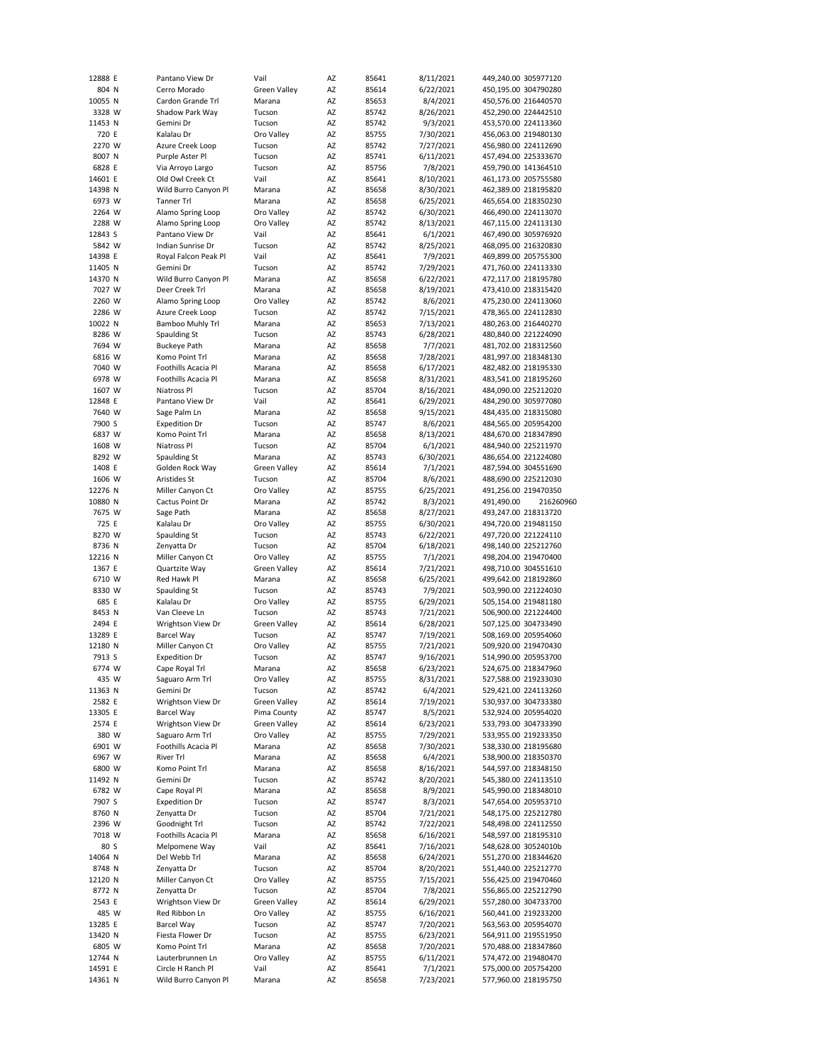| | | | | | | | | |
|---|---|---|---|---|---|---|---|---|
| 12888 | E | Pantano View Dr | Vail | AZ | 85641 | 8/11/2021 | 449,240.00 | 305977120 |
| 804 | N | Cerro Morado | Green Valley | AZ | 85614 | 6/22/2021 | 450,195.00 | 304790280 |
| 10055 | N | Cardon Grande Trl | Marana | AZ | 85653 | 8/4/2021 | 450,576.00 | 216440570 |
| 3328 | W | Shadow Park Way | Tucson | AZ | 85742 | 8/26/2021 | 452,290.00 | 224442510 |
| 11453 | N | Gemini Dr | Tucson | AZ | 85742 | 9/3/2021 | 453,570.00 | 224113360 |
| 720 | E | Kalalau Dr | Oro Valley | AZ | 85755 | 7/30/2021 | 456,063.00 | 219480130 |
| 2270 | W | Azure Creek Loop | Tucson | AZ | 85742 | 7/27/2021 | 456,980.00 | 224112690 |
| 8007 | N | Purple Aster Pl | Tucson | AZ | 85741 | 6/11/2021 | 457,494.00 | 225333670 |
| 6828 | E | Via Arroyo Largo | Tucson | AZ | 85756 | 7/8/2021 | 459,790.00 | 141364510 |
| 14601 | E | Old Owl Creek Ct | Vail | AZ | 85641 | 8/10/2021 | 461,173.00 | 205755580 |
| 14398 | N | Wild Burro Canyon Pl | Marana | AZ | 85658 | 8/30/2021 | 462,389.00 | 218195820 |
| 6973 | W | Tanner Trl | Marana | AZ | 85658 | 6/25/2021 | 465,654.00 | 218350230 |
| 2264 | W | Alamo Spring Loop | Oro Valley | AZ | 85742 | 6/30/2021 | 466,490.00 | 224113070 |
| 2288 | W | Alamo Spring Loop | Oro Valley | AZ | 85742 | 8/13/2021 | 467,115.00 | 224113130 |
| 12843 | S | Pantano View Dr | Vail | AZ | 85641 | 6/1/2021 | 467,490.00 | 305976920 |
| 5842 | W | Indian Sunrise Dr | Tucson | AZ | 85742 | 8/25/2021 | 468,095.00 | 216320830 |
| 14398 | E | Royal Falcon Peak Pl | Vail | AZ | 85641 | 7/9/2021 | 469,899.00 | 205755300 |
| 11405 | N | Gemini Dr | Tucson | AZ | 85742 | 7/29/2021 | 471,760.00 | 224113330 |
| 14370 | N | Wild Burro Canyon Pl | Marana | AZ | 85658 | 6/22/2021 | 472,117.00 | 218195780 |
| 7027 | W | Deer Creek Trl | Marana | AZ | 85658 | 8/19/2021 | 473,410.00 | 218315420 |
| 2260 | W | Alamo Spring Loop | Oro Valley | AZ | 85742 | 8/6/2021 | 475,230.00 | 224113060 |
| 2286 | W | Azure Creek Loop | Tucson | AZ | 85742 | 7/15/2021 | 478,365.00 | 224112830 |
| 10022 | N | Bamboo Muhly Trl | Marana | AZ | 85653 | 7/13/2021 | 480,263.00 | 216440270 |
| 8286 | W | Spaulding St | Tucson | AZ | 85743 | 6/28/2021 | 480,840.00 | 221224090 |
| 7694 | W | Buckeye Path | Marana | AZ | 85658 | 7/7/2021 | 481,702.00 | 218312560 |
| 6816 | W | Komo Point Trl | Marana | AZ | 85658 | 7/28/2021 | 481,997.00 | 218348130 |
| 7040 | W | Foothills Acacia Pl | Marana | AZ | 85658 | 6/17/2021 | 482,482.00 | 218195330 |
| 6978 | W | Foothills Acacia Pl | Marana | AZ | 85658 | 8/31/2021 | 483,541.00 | 218195260 |
| 1607 | W | Niatross Pl | Tucson | AZ | 85704 | 8/16/2021 | 484,090.00 | 225212020 |
| 12848 | E | Pantano View Dr | Vail | AZ | 85641 | 6/29/2021 | 484,290.00 | 305977080 |
| 7640 | W | Sage Palm Ln | Marana | AZ | 85658 | 9/15/2021 | 484,435.00 | 218315080 |
| 7900 | S | Expedition Dr | Tucson | AZ | 85747 | 8/6/2021 | 484,565.00 | 205954200 |
| 6837 | W | Komo Point Trl | Marana | AZ | 85658 | 8/13/2021 | 484,670.00 | 218347890 |
| 1608 | W | Niatross Pl | Tucson | AZ | 85704 | 6/1/2021 | 484,940.00 | 225211970 |
| 8292 | W | Spaulding St | Marana | AZ | 85743 | 6/30/2021 | 486,654.00 | 221224080 |
| 1408 | E | Golden Rock Way | Green Valley | AZ | 85614 | 7/1/2021 | 487,594.00 | 304551690 |
| 1606 | W | Aristides St | Tucson | AZ | 85704 | 8/6/2021 | 488,690.00 | 225212030 |
| 12276 | N | Miller Canyon Ct | Oro Valley | AZ | 85755 | 6/25/2021 | 491,256.00 | 219470350 |
| 10880 | N | Cactus Point Dr | Marana | AZ | 85742 | 8/3/2021 | 491,490.00 | 216260960 |
| 7675 | W | Sage Path | Marana | AZ | 85658 | 8/27/2021 | 493,247.00 | 218313720 |
| 725 | E | Kalalau Dr | Oro Valley | AZ | 85755 | 6/30/2021 | 494,720.00 | 219481150 |
| 8270 | W | Spaulding St | Tucson | AZ | 85743 | 6/22/2021 | 497,720.00 | 221224110 |
| 8736 | N | Zenyatta Dr | Tucson | AZ | 85704 | 6/18/2021 | 498,140.00 | 225212760 |
| 12216 | N | Miller Canyon Ct | Oro Valley | AZ | 85755 | 7/1/2021 | 498,204.00 | 219470400 |
| 1367 | E | Quartzite Way | Green Valley | AZ | 85614 | 7/21/2021 | 498,710.00 | 304551610 |
| 6710 | W | Red Hawk Pl | Marana | AZ | 85658 | 6/25/2021 | 499,642.00 | 218192860 |
| 8330 | W | Spaulding St | Tucson | AZ | 85743 | 7/9/2021 | 503,990.00 | 221224030 |
| 685 | E | Kalalau Dr | Oro Valley | AZ | 85755 | 6/29/2021 | 505,154.00 | 219481180 |
| 8453 | N | Van Cleeve Ln | Tucson | AZ | 85743 | 7/21/2021 | 506,900.00 | 221224400 |
| 2494 | E | Wrightson View Dr | Green Valley | AZ | 85614 | 6/28/2021 | 507,125.00 | 304733490 |
| 13289 | E | Barcel Way | Tucson | AZ | 85747 | 7/19/2021 | 508,169.00 | 205954060 |
| 12180 | N | Miller Canyon Ct | Oro Valley | AZ | 85755 | 7/21/2021 | 509,920.00 | 219470430 |
| 7913 | S | Expedition Dr | Tucson | AZ | 85747 | 9/16/2021 | 514,990.00 | 205953700 |
| 6774 | W | Cape Royal Trl | Marana | AZ | 85658 | 6/23/2021 | 524,675.00 | 218347960 |
| 435 | W | Saguaro Arm Trl | Oro Valley | AZ | 85755 | 8/31/2021 | 527,588.00 | 219233030 |
| 11363 | N | Gemini Dr | Tucson | AZ | 85742 | 6/4/2021 | 529,421.00 | 224113260 |
| 2582 | E | Wrightson View Dr | Green Valley | AZ | 85614 | 7/19/2021 | 530,937.00 | 304733380 |
| 13305 | E | Barcel Way | Pima County | AZ | 85747 | 8/5/2021 | 532,924.00 | 205954020 |
| 2574 | E | Wrightson View Dr | Green Valley | AZ | 85614 | 6/23/2021 | 533,793.00 | 304733390 |
| 380 | W | Saguaro Arm Trl | Oro Valley | AZ | 85755 | 7/29/2021 | 533,955.00 | 219233350 |
| 6901 | W | Foothills Acacia Pl | Marana | AZ | 85658 | 7/30/2021 | 538,330.00 | 218195680 |
| 6967 | W | River Trl | Marana | AZ | 85658 | 6/4/2021 | 538,900.00 | 218350370 |
| 6800 | W | Komo Point Trl | Marana | AZ | 85658 | 8/16/2021 | 544,597.00 | 218348150 |
| 11492 | N | Gemini Dr | Tucson | AZ | 85742 | 8/20/2021 | 545,380.00 | 224113510 |
| 6782 | W | Cape Royal Pl | Marana | AZ | 85658 | 8/9/2021 | 545,990.00 | 218348010 |
| 7907 | S | Expedition Dr | Tucson | AZ | 85747 | 8/3/2021 | 547,654.00 | 205953710 |
| 8760 | N | Zenyatta Dr | Tucson | AZ | 85704 | 7/21/2021 | 548,175.00 | 225212780 |
| 2396 | W | Goodnight Trl | Tucson | AZ | 85742 | 7/22/2021 | 548,498.00 | 224112550 |
| 7018 | W | Foothills Acacia Pl | Marana | AZ | 85658 | 6/16/2021 | 548,597.00 | 218195310 |
| 80 | S | Melpomene Way | Vail | AZ | 85641 | 7/16/2021 | 548,628.00 | 30524010b |
| 14064 | N | Del Webb Trl | Marana | AZ | 85658 | 6/24/2021 | 551,270.00 | 218344620 |
| 8748 | N | Zenyatta Dr | Tucson | AZ | 85704 | 8/20/2021 | 551,440.00 | 225212770 |
| 12120 | N | Miller Canyon Ct | Oro Valley | AZ | 85755 | 7/15/2021 | 556,425.00 | 219470460 |
| 8772 | N | Zenyatta Dr | Tucson | AZ | 85704 | 7/8/2021 | 556,865.00 | 225212790 |
| 2543 | E | Wrightson View Dr | Green Valley | AZ | 85614 | 6/29/2021 | 557,280.00 | 304733700 |
| 485 | W | Red Ribbon Ln | Oro Valley | AZ | 85755 | 6/16/2021 | 560,441.00 | 219233200 |
| 13285 | E | Barcel Way | Tucson | AZ | 85747 | 7/20/2021 | 563,563.00 | 205954070 |
| 13420 | N | Fiesta Flower Dr | Tucson | AZ | 85755 | 6/23/2021 | 564,911.00 | 219551950 |
| 6805 | W | Komo Point Trl | Marana | AZ | 85658 | 7/20/2021 | 570,488.00 | 218347860 |
| 12744 | N | Lauterbrunnen Ln | Oro Valley | AZ | 85755 | 6/11/2021 | 574,472.00 | 219480470 |
| 14591 | E | Circle H Ranch Pl | Vail | AZ | 85641 | 7/1/2021 | 575,000.00 | 205754200 |
| 14361 | N | Wild Burro Canyon Pl | Marana | AZ | 85658 | 7/23/2021 | 577,960.00 | 218195750 |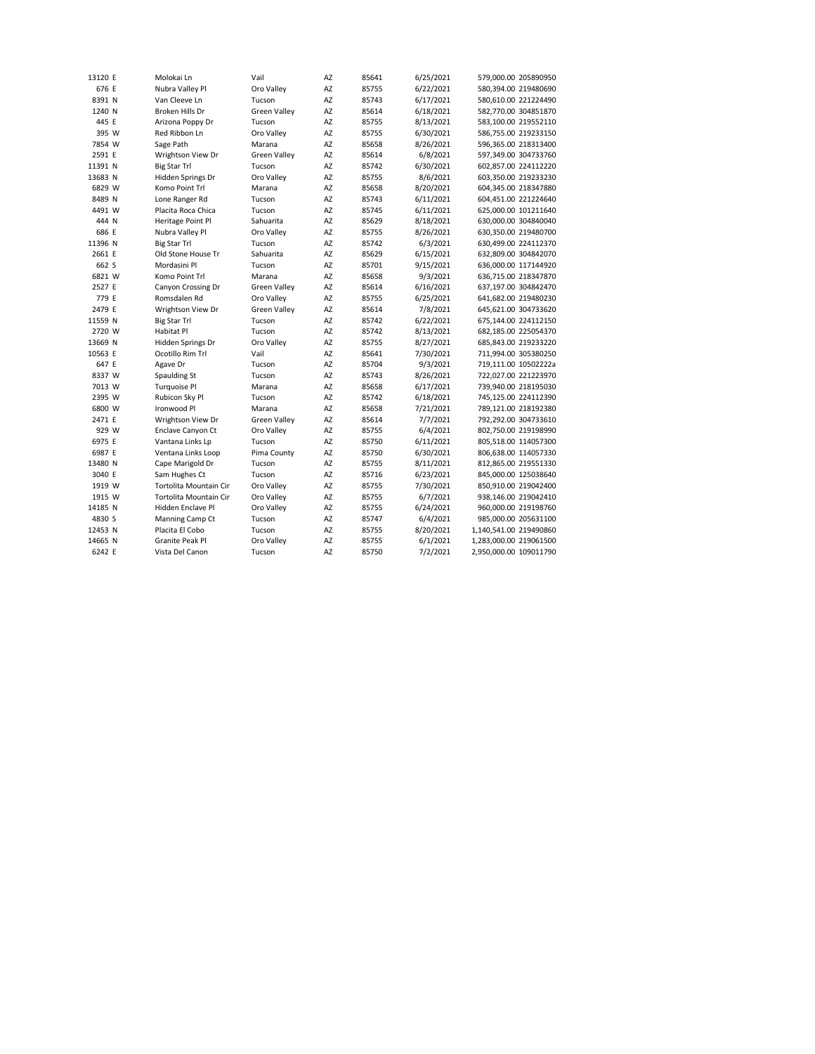| | | | | | | | | |
|---|---|---|---|---|---|---|---|---|
| 13120 | E | Molokai Ln | Vail | AZ | 85641 | 6/25/2021 | 579,000.00 | 205890950 |
| 676 | E | Nubra Valley Pl | Oro Valley | AZ | 85755 | 6/22/2021 | 580,394.00 | 219480690 |
| 8391 | N | Van Cleeve Ln | Tucson | AZ | 85743 | 6/17/2021 | 580,610.00 | 221224490 |
| 1240 | N | Broken Hills Dr | Green Valley | AZ | 85614 | 6/18/2021 | 582,770.00 | 304851870 |
| 445 | E | Arizona Poppy Dr | Tucson | AZ | 85755 | 8/13/2021 | 583,100.00 | 219552110 |
| 395 | W | Red Ribbon Ln | Oro Valley | AZ | 85755 | 6/30/2021 | 586,755.00 | 219233150 |
| 7854 | W | Sage Path | Marana | AZ | 85658 | 8/26/2021 | 596,365.00 | 218313400 |
| 2591 | E | Wrightson View Dr | Green Valley | AZ | 85614 | 6/8/2021 | 597,349.00 | 304733760 |
| 11391 | N | Big Star Trl | Tucson | AZ | 85742 | 6/30/2021 | 602,857.00 | 224112220 |
| 13683 | N | Hidden Springs Dr | Oro Valley | AZ | 85755 | 8/6/2021 | 603,350.00 | 219233230 |
| 6829 | W | Komo Point Trl | Marana | AZ | 85658 | 8/20/2021 | 604,345.00 | 218347880 |
| 8489 | N | Lone Ranger Rd | Tucson | AZ | 85743 | 6/11/2021 | 604,451.00 | 221224640 |
| 4491 | W | Placita Roca Chica | Tucson | AZ | 85745 | 6/11/2021 | 625,000.00 | 101211640 |
| 444 | N | Heritage Point Pl | Sahuarita | AZ | 85629 | 8/18/2021 | 630,000.00 | 304840040 |
| 686 | E | Nubra Valley Pl | Oro Valley | AZ | 85755 | 8/26/2021 | 630,350.00 | 219480700 |
| 11396 | N | Big Star Trl | Tucson | AZ | 85742 | 6/3/2021 | 630,499.00 | 224112370 |
| 2661 | E | Old Stone House Tr | Sahuarita | AZ | 85629 | 6/15/2021 | 632,809.00 | 304842070 |
| 662 | S | Mordasini Pl | Tucson | AZ | 85701 | 9/15/2021 | 636,000.00 | 117144920 |
| 6821 | W | Komo Point Trl | Marana | AZ | 85658 | 9/3/2021 | 636,715.00 | 218347870 |
| 2527 | E | Canyon Crossing Dr | Green Valley | AZ | 85614 | 6/16/2021 | 637,197.00 | 304842470 |
| 779 | E | Romsdalen Rd | Oro Valley | AZ | 85755 | 6/25/2021 | 641,682.00 | 219480230 |
| 2479 | E | Wrightson View Dr | Green Valley | AZ | 85614 | 7/8/2021 | 645,621.00 | 304733620 |
| 11559 | N | Big Star Trl | Tucson | AZ | 85742 | 6/22/2021 | 675,144.00 | 224112150 |
| 2720 | W | Habitat Pl | Tucson | AZ | 85742 | 8/13/2021 | 682,185.00 | 225054370 |
| 13669 | N | Hidden Springs Dr | Oro Valley | AZ | 85755 | 8/27/2021 | 685,843.00 | 219233220 |
| 10563 | E | Ocotillo Rim Trl | Vail | AZ | 85641 | 7/30/2021 | 711,994.00 | 305380250 |
| 647 | E | Agave Dr | Tucson | AZ | 85704 | 9/3/2021 | 719,111.00 | 10502222a |
| 8337 | W | Spaulding St | Tucson | AZ | 85743 | 8/26/2021 | 722,027.00 | 221223970 |
| 7013 | W | Turquoise Pl | Marana | AZ | 85658 | 6/17/2021 | 739,940.00 | 218195030 |
| 2395 | W | Rubicon Sky Pl | Tucson | AZ | 85742 | 6/18/2021 | 745,125.00 | 224112390 |
| 6800 | W | Ironwood Pl | Marana | AZ | 85658 | 7/21/2021 | 789,121.00 | 218192380 |
| 2471 | E | Wrightson View Dr | Green Valley | AZ | 85614 | 7/7/2021 | 792,292.00 | 304733610 |
| 929 | W | Enclave Canyon Ct | Oro Valley | AZ | 85755 | 6/4/2021 | 802,750.00 | 219198990 |
| 6975 | E | Vantana Links Lp | Tucson | AZ | 85750 | 6/11/2021 | 805,518.00 | 114057300 |
| 6987 | E | Ventana Links Loop | Pima County | AZ | 85750 | 6/30/2021 | 806,638.00 | 114057330 |
| 13480 | N | Cape Marigold Dr | Tucson | AZ | 85755 | 8/11/2021 | 812,865.00 | 219551330 |
| 3040 | E | Sam Hughes Ct | Tucson | AZ | 85716 | 6/23/2021 | 845,000.00 | 125038640 |
| 1919 | W | Tortolita Mountain Cir | Oro Valley | AZ | 85755 | 7/30/2021 | 850,910.00 | 219042400 |
| 1915 | W | Tortolita Mountain Cir | Oro Valley | AZ | 85755 | 6/7/2021 | 938,146.00 | 219042410 |
| 14185 | N | Hidden Enclave Pl | Oro Valley | AZ | 85755 | 6/24/2021 | 960,000.00 | 219198760 |
| 4830 | S | Manning Camp Ct | Tucson | AZ | 85747 | 6/4/2021 | 985,000.00 | 205631100 |
| 12453 | N | Placita El Cobo | Tucson | AZ | 85755 | 8/20/2021 | 1,140,541.00 | 219490860 |
| 14665 | N | Granite Peak Pl | Oro Valley | AZ | 85755 | 6/1/2021 | 1,283,000.00 | 219061500 |
| 6242 | E | Vista Del Canon | Tucson | AZ | 85750 | 7/2/2021 | 2,950,000.00 | 109011790 |